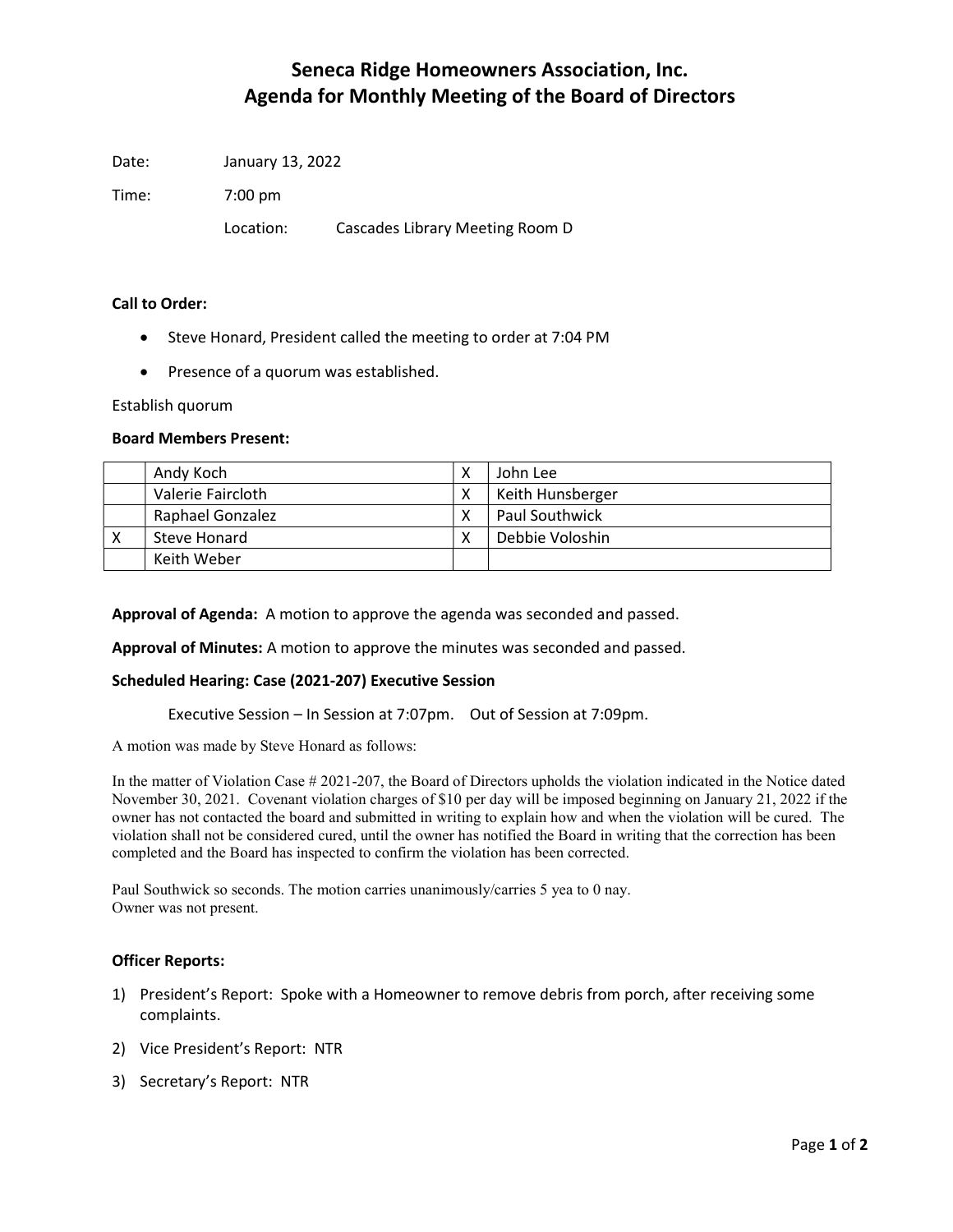# Seneca Ridge Homeowners Association, Inc.
# Agenda for Monthly Meeting of the Board of Directors

Date: January 13, 2022

Time: 7:00 pm

Location: Cascades Library Meeting Room D

**Call to Order:**

- Steve Honard, President called the meeting to order at 7:04 PM
- Presence of a quorum was established.

Establish quorum

**Board Members Present:**

| | | | |
|---|---|---|---|
| | Andy Koch | X | John Lee |
| | Valerie Faircloth | X | Keith Hunsberger |
| | Raphael Gonzalez | X | Paul Southwick |
| X | Steve Honard | X | Debbie Voloshin |
| | Keith Weber | | |

**Approval of Agenda:** A motion to approve the agenda was seconded and passed.

**Approval of Minutes:** A motion to approve the minutes was seconded and passed.

**Scheduled Hearing: Case (2021-207) Executive Session**

Executive Session – In Session at 7:07pm. Out of Session at 7:09pm.

A motion was made by Steve Honard as follows:

In the matter of Violation Case # 2021-207, the Board of Directors upholds the violation indicated in the Notice dated November 30, 2021. Covenant violation charges of $10 per day will be imposed beginning on January 21, 2022 if the owner has not contacted the board and submitted in writing to explain how and when the violation will be cured. The violation shall not be considered cured, until the owner has notified the Board in writing that the correction has been completed and the Board has inspected to confirm the violation has been corrected.

Paul Southwick so seconds. The motion carries unanimously/carries 5 yea to 0 nay.
Owner was not present.

**Officer Reports:**

1) President's Report: Spoke with a Homeowner to remove debris from porch, after receiving some complaints.
2) Vice President's Report: NTR
3) Secretary's Report: NTR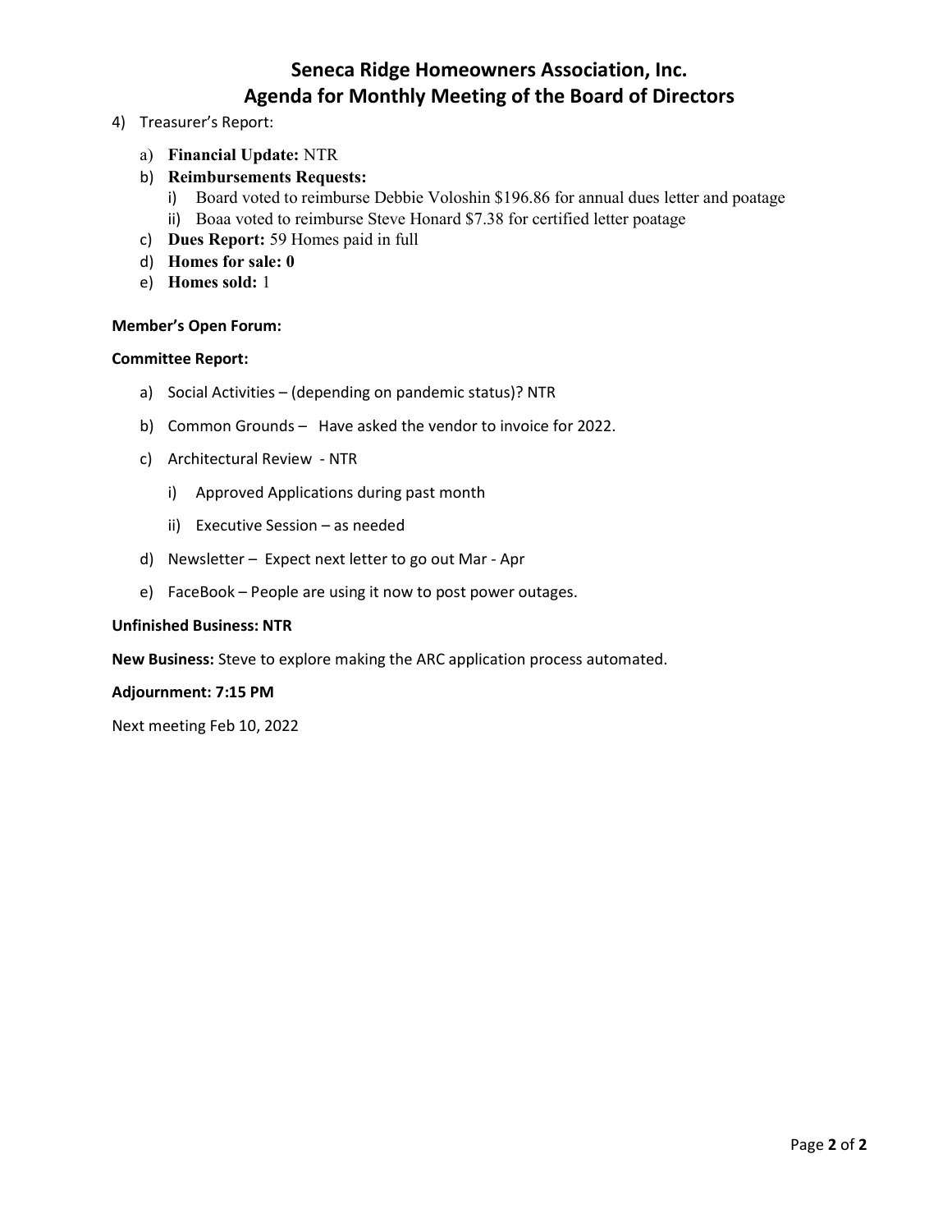# Seneca Ridge Homeowners Association, Inc.
# Agenda for Monthly Meeting of the Board of Directors

4) Treasurer's Report:
   a) **Financial Update:** NTR
   b) **Reimbursements Requests:**
      i) Board voted to reimburse Debbie Voloshin $196.86 for annual dues letter and poatage
      ii) Boaa voted to reimburse Steve Honard $7.38 for certified letter poatage
   c) **Dues Report:** 59 Homes paid in full
   d) **Homes for sale: 0**
   e) **Homes sold:** 1

**Member's Open Forum:**

**Committee Report:**

a) Social Activities – (depending on pandemic status)? NTR

b) Common Grounds – Have asked the vendor to invoice for 2022.

c) Architectural Review - NTR

   i) Approved Applications during past month

   ii) Executive Session – as needed

d) Newsletter – Expect next letter to go out Mar - Apr

e) FaceBook – People are using it now to post power outages.

**Unfinished Business: NTR**

**New Business:** Steve to explore making the ARC application process automated.

**Adjournment: 7:15 PM**

Next meeting Feb 10, 2022